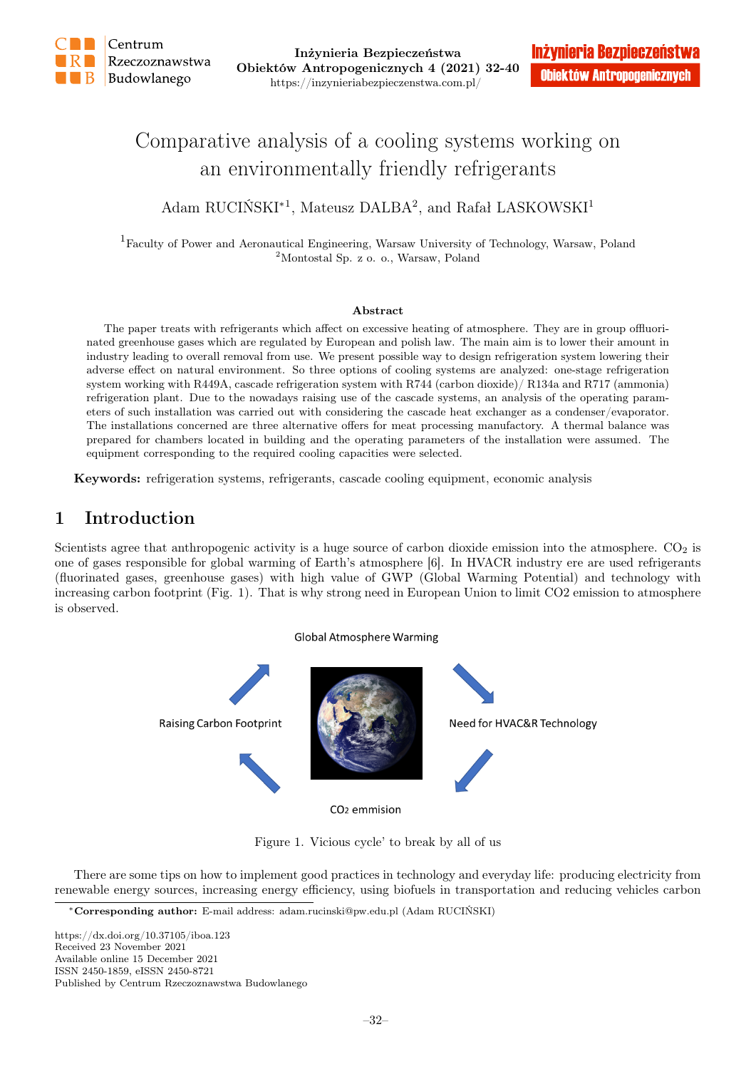# Comparative analysis of a cooling systems working on an environmentally friendly refrigerants

Adam RUCIŃSKI*[1], Mateusz DALBA[2], and Rafał LASKOWSKI[1]

[1]Faculty of Power and Aeronautical Engineering, Warsaw University of Technology, Warsaw, Poland
[2]Montostal Sp. z o. o., Warsaw, Poland

### Abstract

The paper treats with refrigerants which affect on excessive heating of atmosphere. They are in group offluorinated greenhouse gases which are regulated by European and polish law. The main aim is to lower their amount in industry leading to overall removal from use. We present possible way to design refrigeration system lowering their adverse effect on natural environment. So three options of cooling systems are analyzed: one-stage refrigeration system working with R449A, cascade refrigeration system with R744 (carbon dioxide)/ R134a and R717 (ammonia) refrigeration plant. Due to the nowadays raising use of the cascade systems, an analysis of the operating parameters of such installation was carried out with considering the cascade heat exchanger as a condenser/evaporator. The installations concerned are three alternative offers for meat processing manufactory. A thermal balance was prepared for chambers located in building and the operating parameters of the installation were assumed. The equipment corresponding to the required cooling capacities were selected.

**Keywords:** refrigeration systems, refrigerants, cascade cooling equipment, economic analysis

## 1 Introduction

Scientists agree that anthropogenic activity is a huge source of carbon dioxide emission into the atmosphere. $CO_2$ is one of gases responsible for global warming of Earth's atmosphere [6]. In HVACR industry ere are used refrigerants (fluorinated gases, greenhouse gases) with high value of GWP (Global Warming Potential) and technology with increasing carbon footprint (Fig. 1). That is why strong need in European Union to limit CO2 emission to atmosphere is observed.

Global Atmosphere Warming

Raising Carbon Footprint

Need for HVAC&R Technology

$CO_2$ emmision

Figure 1. Vicious cycle' to break by all of us

There are some tips on how to implement good practices in technology and everyday life: producing electricity from renewable energy sources, increasing energy efficiency, using biofuels in transportation and reducing vehicles carbon

*Corresponding author: E-mail address: adam.rucinski@pw.edu.pl (Adam RUCIŃSKI)

https://dx.doi.org/10.37105/iboa.123
Received 23 November 2021
Available online 15 December 2021
ISSN 2450-1859, eISSN 2450-8721
Published by Centrum Rzeczoznawstwa Budowlanego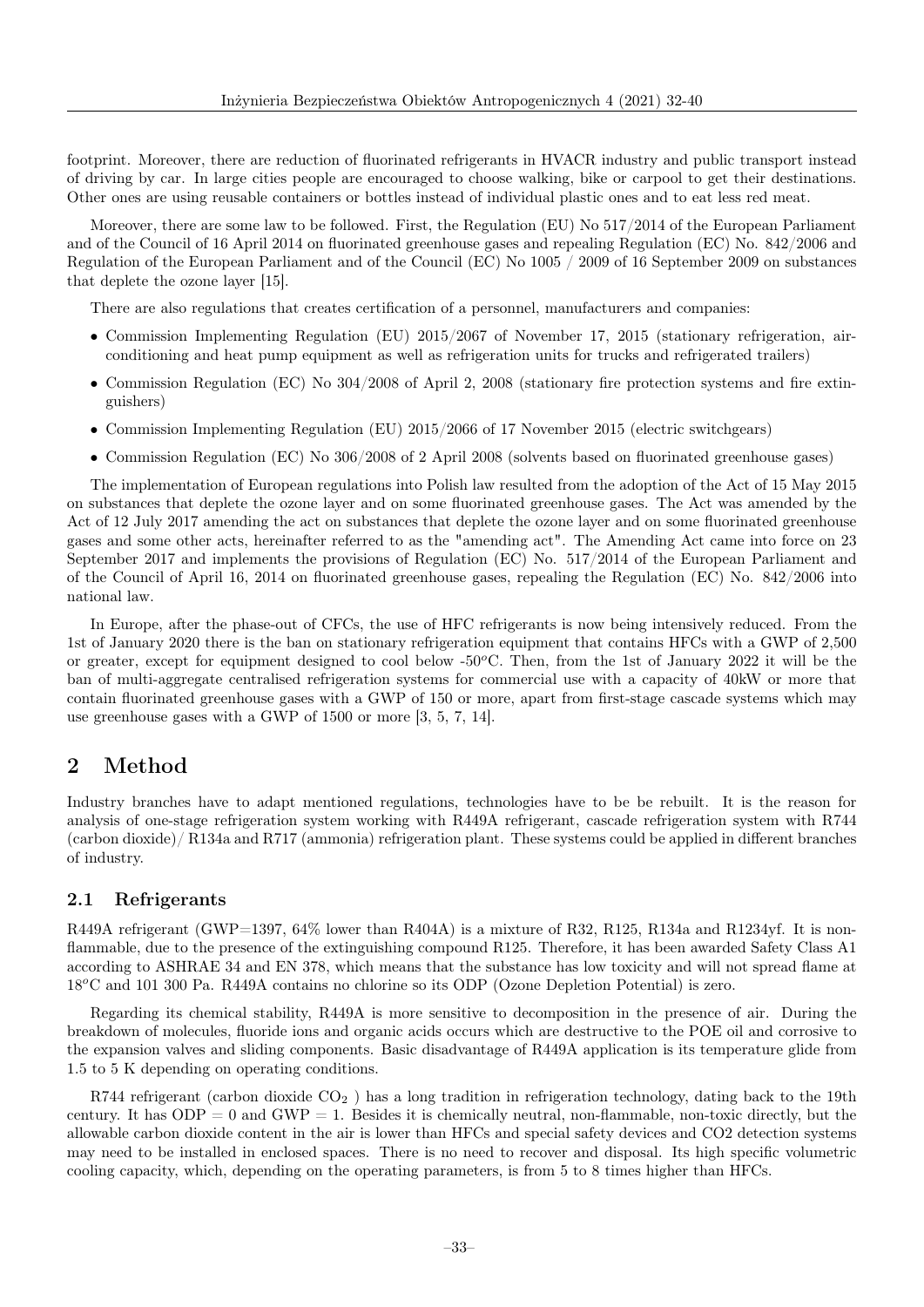footprint. Moreover, there are reduction of fluorinated refrigerants in HVACR industry and public transport instead of driving by car. In large cities people are encouraged to choose walking, bike or carpool to get their destinations. Other ones are using reusable containers or bottles instead of individual plastic ones and to eat less red meat.

Moreover, there are some law to be followed. First, the Regulation (EU) No 517/2014 of the European Parliament and of the Council of 16 April 2014 on fluorinated greenhouse gases and repealing Regulation (EC) No. 842/2006 and Regulation of the European Parliament and of the Council (EC) No 1005 / 2009 of 16 September 2009 on substances that deplete the ozone layer [15].

There are also regulations that creates certification of a personnel, manufacturers and companies:

- Commission Implementing Regulation (EU) 2015/2067 of November 17, 2015 (stationary refrigeration, air-conditioning and heat pump equipment as well as refrigeration units for trucks and refrigerated trailers)
- Commission Regulation (EC) No 304/2008 of April 2, 2008 (stationary fire protection systems and fire extinguishers)
- Commission Implementing Regulation (EU) 2015/2066 of 17 November 2015 (electric switchgears)
- Commission Regulation (EC) No 306/2008 of 2 April 2008 (solvents based on fluorinated greenhouse gases)

The implementation of European regulations into Polish law resulted from the adoption of the Act of 15 May 2015 on substances that deplete the ozone layer and on some fluorinated greenhouse gases. The Act was amended by the Act of 12 July 2017 amending the act on substances that deplete the ozone layer and on some fluorinated greenhouse gases and some other acts, hereinafter referred to as the "amending act". The Amending Act came into force on 23 September 2017 and implements the provisions of Regulation (EC) No. 517/2014 of the European Parliament and of the Council of April 16, 2014 on fluorinated greenhouse gases, repealing the Regulation (EC) No. 842/2006 into national law.

In Europe, after the phase-out of CFCs, the use of HFC refrigerants is now being intensively reduced. From the 1st of January 2020 there is the ban on stationary refrigeration equipment that contains HFCs with a GWP of 2,500 or greater, except for equipment designed to cool below -50$^o$C. Then, from the 1st of January 2022 it will be the ban of multi-aggregate centralised refrigeration systems for commercial use with a capacity of 40kW or more that contain fluorinated greenhouse gases with a GWP of 150 or more, apart from first-stage cascade systems which may use greenhouse gases with a GWP of 1500 or more [3, 5, 7, 14].

# 2 Method

Industry branches have to adapt mentioned regulations, technologies have to be be rebuilt. It is the reason for analysis of one-stage refrigeration system working with R449A refrigerant, cascade refrigeration system with R744 (carbon dioxide)/ R134a and R717 (ammonia) refrigeration plant. These systems could be applied in different branches of industry.

## 2.1 Refrigerants

R449A refrigerant (GWP=1397, 64% lower than R404A) is a mixture of R32, R125, R134a and R1234yf. It is non-flammable, due to the presence of the extinguishing compound R125. Therefore, it has been awarded Safety Class A1 according to ASHRAE 34 and EN 378, which means that the substance has low toxicity and will not spread flame at 18$^o$C and 101 300 Pa. R449A contains no chlorine so its ODP (Ozone Depletion Potential) is zero.

Regarding its chemical stability, R449A is more sensitive to decomposition in the presence of air. During the breakdown of molecules, fluoride ions and organic acids occurs which are destructive to the POE oil and corrosive to the expansion valves and sliding components. Basic disadvantage of R449A application is its temperature glide from 1.5 to 5 K depending on operating conditions.

R744 refrigerant (carbon dioxide $CO_2$ ) has a long tradition in refrigeration technology, dating back to the 19th century. It has ODP = 0 and GWP = 1. Besides it is chemically neutral, non-flammable, non-toxic directly, but the allowable carbon dioxide content in the air is lower than HFCs and special safety devices and CO2 detection systems may need to be installed in enclosed spaces. There is no need to recover and disposal. Its high specific volumetric cooling capacity, which, depending on the operating parameters, is from 5 to 8 times higher than HFCs.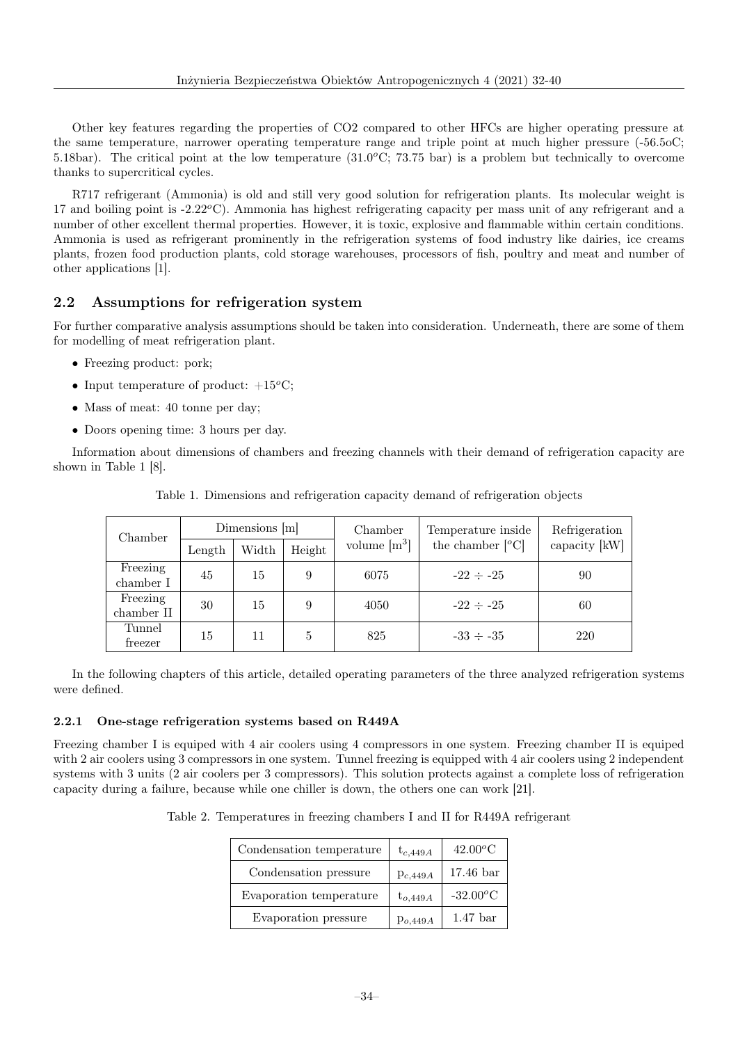Other key features regarding the properties of CO2 compared to other HFCs are higher operating pressure at the same temperature, narrower operating temperature range and triple point at much higher pressure (-56.5oC; 5.18bar). The critical point at the low temperature (31.0$^o$C; 73.75 bar) is a problem but technically to overcome thanks to supercritical cycles.

R717 refrigerant (Ammonia) is old and still very good solution for refrigeration plants. Its molecular weight is 17 and boiling point is -2.22$^o$C). Ammonia has highest refrigerating capacity per mass unit of any refrigerant and a number of other excellent thermal properties. However, it is toxic, explosive and flammable within certain conditions. Ammonia is used as refrigerant prominently in the refrigeration systems of food industry like dairies, ice creams plants, frozen food production plants, cold storage warehouses, processors of fish, poultry and meat and number of other applications [1].

## 2.2 Assumptions for refrigeration system

For further comparative analysis assumptions should be taken into consideration. Underneath, there are some of them for modelling of meat refrigeration plant.

- Freezing product: pork;
- Input temperature of product: +15$^o$C;
- Mass of meat: 40 tonne per day;
- Doors opening time: 3 hours per day.

Information about dimensions of chambers and freezing channels with their demand of refrigeration capacity are shown in Table 1 [8].

Table 1. Dimensions and refrigeration capacity demand of refrigeration objects

| Chamber | Dimensions [m] | | | Chamber volume [m$^3$] | Temperature inside the chamber [$^o$C] | Refrigeration capacity [kW] |
|---|---|---|---|---|---|---|
| | Length | Width | Height | | | |
| Freezing chamber I | 45 | 15 | 9 | 6075 | -22 ÷ -25 | 90 |
| Freezing chamber II | 30 | 15 | 9 | 4050 | -22 ÷ -25 | 60 |
| Tunnel freezer | 15 | 11 | 5 | 825 | -33 ÷ -35 | 220 |

In the following chapters of this article, detailed operating parameters of the three analyzed refrigeration systems were defined.

### 2.2.1 One-stage refrigeration systems based on R449A

Freezing chamber I is equiped with 4 air coolers using 4 compressors in one system. Freezing chamber II is equiped with 2 air coolers using 3 compressors in one system. Tunnel freezing is equipped with 4 air coolers using 2 independent systems with 3 units (2 air coolers per 3 compressors). This solution protects against a complete loss of refrigeration capacity during a failure, because while one chiller is down, the others one can work [21].

Table 2. Temperatures in freezing chambers I and II for R449A refrigerant

| | | |
|---|---|---|
| Condensation temperature | $t_{c,449A}$ | 42.00$^o$C |
| Condensation pressure | $p_{c,449A}$ | 17.46 bar |
| Evaporation temperature | $t_{o,449A}$ | -32.00$^o$C |
| Evaporation pressure | $p_{o,449A}$ | 1.47 bar |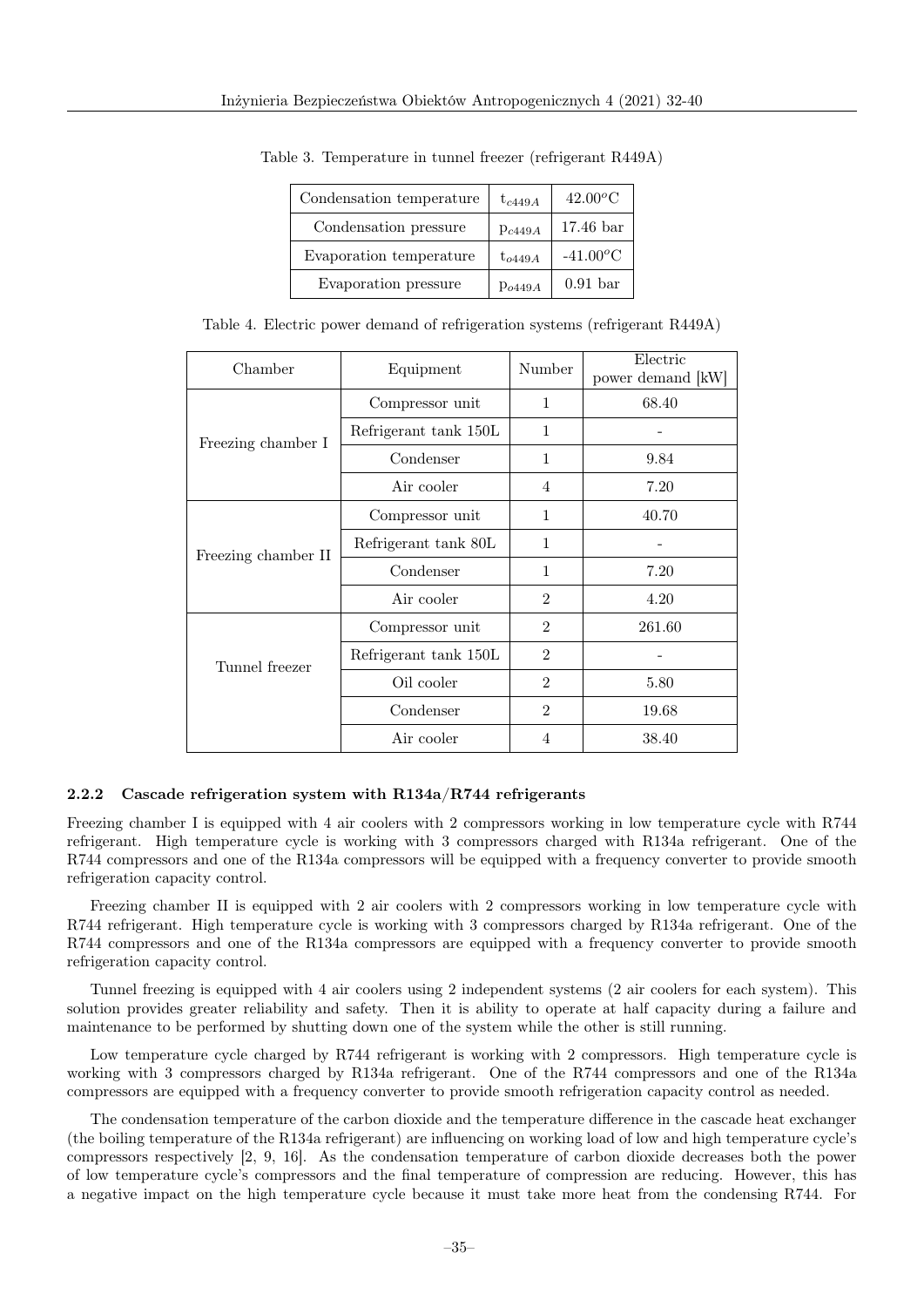Table 3. Temperature in tunnel freezer (refrigerant R449A)

| | | |
|---|---|---|
| Condensation temperature | $t_{c449A}$ | 42.00$^o$C |
| Condensation pressure | $p_{c449A}$ | 17.46 bar |
| Evaporation temperature | $t_{o449A}$ | -41.00$^o$C |
| Evaporation pressure | $p_{o449A}$ | 0.91 bar |

Table 4. Electric power demand of refrigeration systems (refrigerant R449A)

| Chamber | Equipment | Number | Electric power demand [kW] |
|---|---|---|---|
| Freezing chamber I | Compressor unit | 1 | 68.40 |
| | Refrigerant tank 150L | 1 | - |
| | Condenser | 1 | 9.84 |
| | Air cooler | 4 | 7.20 |
| Freezing chamber II | Compressor unit | 1 | 40.70 |
| | Refrigerant tank 80L | 1 | - |
| | Condenser | 1 | 7.20 |
| | Air cooler | 2 | 4.20 |
| Tunnel freezer | Compressor unit | 2 | 261.60 |
| | Refrigerant tank 150L | 2 | - |
| | Oil cooler | 2 | 5.80 |
| | Condenser | 2 | 19.68 |
| | Air cooler | 4 | 38.40 |

### 2.2.2 Cascade refrigeration system with R134a/R744 refrigerants

Freezing chamber I is equipped with 4 air coolers with 2 compressors working in low temperature cycle with R744 refrigerant. High temperature cycle is working with 3 compressors charged with R134a refrigerant. One of the R744 compressors and one of the R134a compressors will be equipped with a frequency converter to provide smooth refrigeration capacity control.

Freezing chamber II is equipped with 2 air coolers with 2 compressors working in low temperature cycle with R744 refrigerant. High temperature cycle is working with 3 compressors charged by R134a refrigerant. One of the R744 compressors and one of the R134a compressors are equipped with a frequency converter to provide smooth refrigeration capacity control.

Tunnel freezing is equipped with 4 air coolers using 2 independent systems (2 air coolers for each system). This solution provides greater reliability and safety. Then it is ability to operate at half capacity during a failure and maintenance to be performed by shutting down one of the system while the other is still running.

Low temperature cycle charged by R744 refrigerant is working with 2 compressors. High temperature cycle is working with 3 compressors charged by R134a refrigerant. One of the R744 compressors and one of the R134a compressors are equipped with a frequency converter to provide smooth refrigeration capacity control as needed.

The condensation temperature of the carbon dioxide and the temperature difference in the cascade heat exchanger (the boiling temperature of the R134a refrigerant) are influencing on working load of low and high temperature cycle's compressors respectively [2, 9, 16]. As the condensation temperature of carbon dioxide decreases both the power of low temperature cycle's compressors and the final temperature of compression are reducing. However, this has a negative impact on the high temperature cycle because it must take more heat from the condensing R744. For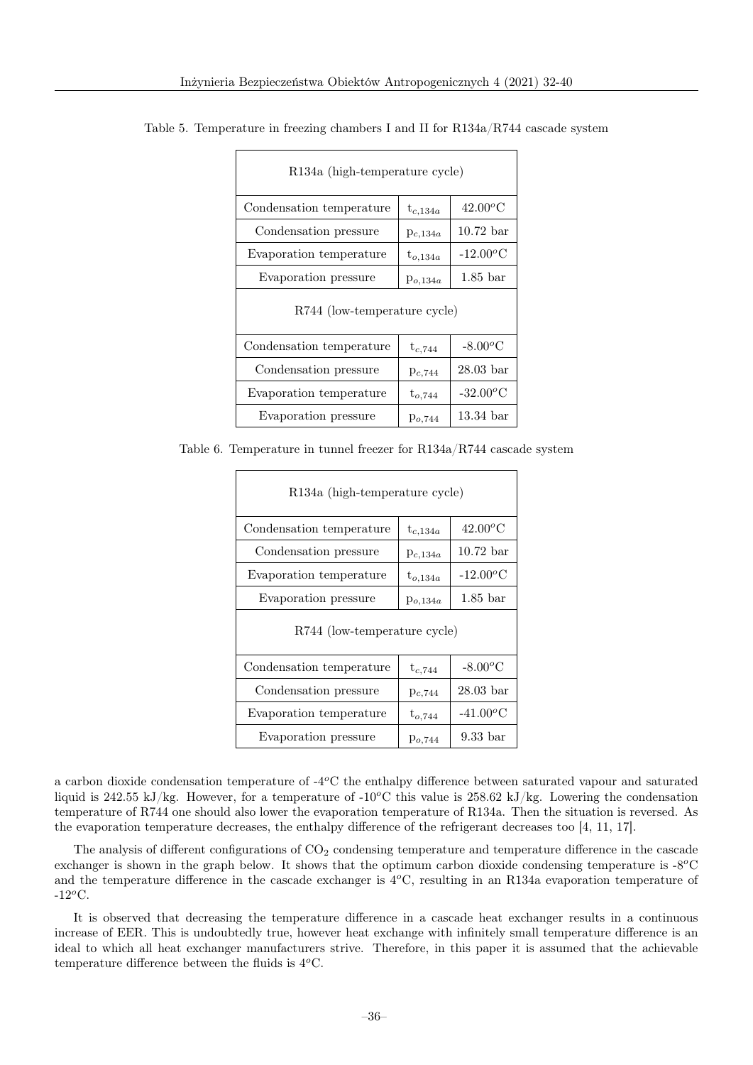Table 5. Temperature in freezing chambers I and II for R134a/R744 cascade system

| R134a (high-temperature cycle) | | |
|---|---|---|
| Condensation temperature | $t_{c,134a}$ | 42.00$^o$C |
| Condensation pressure | $p_{c,134a}$ | 10.72 bar |
| Evaporation temperature | $t_{o,134a}$ | -12.00$^o$C |
| Evaporation pressure | $p_{o,134a}$ | 1.85 bar |
| R744 (low-temperature cycle) | | |
| Condensation temperature | $t_{c,744}$ | -8.00$^o$C |
| Condensation pressure | $p_{c,744}$ | 28.03 bar |
| Evaporation temperature | $t_{o,744}$ | -32.00$^o$C |
| Evaporation pressure | $p_{o,744}$ | 13.34 bar |

Table 6. Temperature in tunnel freezer for R134a/R744 cascade system

| R134a (high-temperature cycle) | | |
|---|---|---|
| Condensation temperature | $t_{c,134a}$ | 42.00$^o$C |
| Condensation pressure | $p_{c,134a}$ | 10.72 bar |
| Evaporation temperature | $t_{o,134a}$ | -12.00$^o$C |
| Evaporation pressure | $p_{o,134a}$ | 1.85 bar |
| R744 (low-temperature cycle) | | |
| Condensation temperature | $t_{c,744}$ | -8.00$^o$C |
| Condensation pressure | $p_{c,744}$ | 28.03 bar |
| Evaporation temperature | $t_{o,744}$ | -41.00$^o$C |
| Evaporation pressure | $p_{o,744}$ | 9.33 bar |

a carbon dioxide condensation temperature of -4$^o$C the enthalpy difference between saturated vapour and saturated liquid is 242.55 kJ/kg. However, for a temperature of -10$^o$C this value is 258.62 kJ/kg. Lowering the condensation temperature of R744 one should also lower the evaporation temperature of R134a. Then the situation is reversed. As the evaporation temperature decreases, the enthalpy difference of the refrigerant decreases too [4, 11, 17].

The analysis of different configurations of $CO_2$ condensing temperature and temperature difference in the cascade exchanger is shown in the graph below. It shows that the optimum carbon dioxide condensing temperature is -8$^o$C and the temperature difference in the cascade exchanger is 4$^o$C, resulting in an R134a evaporation temperature of -12$^o$C.

It is observed that decreasing the temperature difference in a cascade heat exchanger results in a continuous increase of EER. This is undoubtedly true, however heat exchange with infinitely small temperature difference is an ideal to which all heat exchanger manufacturers strive. Therefore, in this paper it is assumed that the achievable temperature difference between the fluids is 4$^o$C.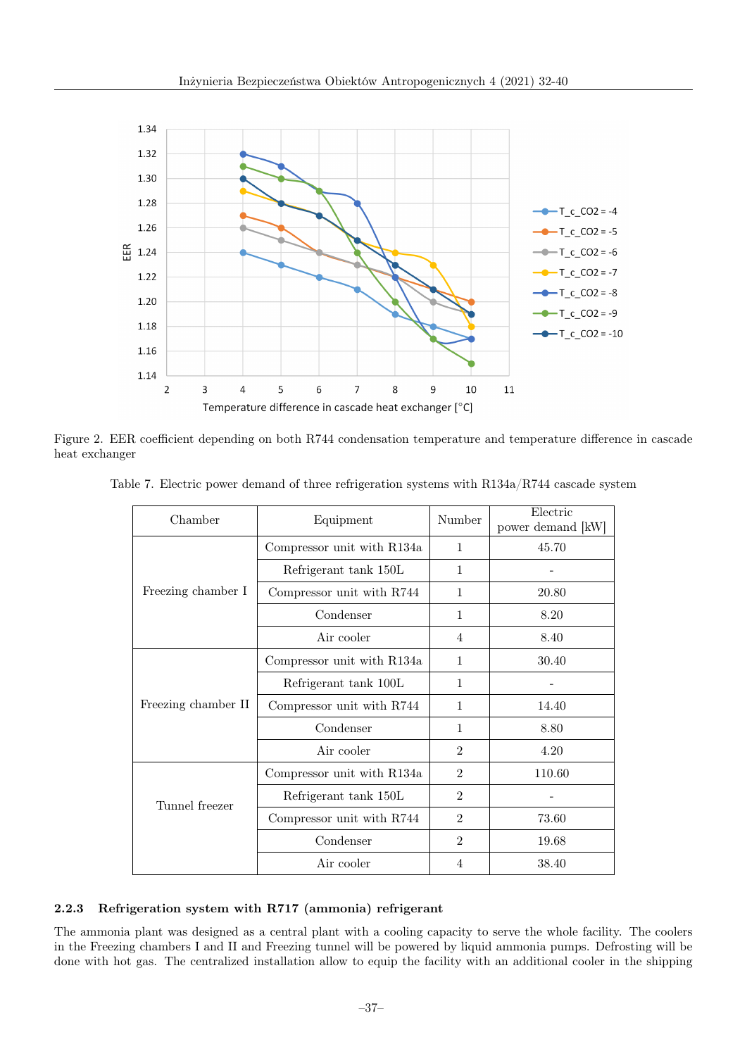Figure 2. EER coefficient depending on both R744 condensation temperature and temperature difference in cascade heat exchanger

Table 7. Electric power demand of three refrigeration systems with R134a/R744 cascade system

| Chamber | Equipment | Number | Electric power demand [kW] |
|---|---|---|---|
| Freezing chamber I | Compressor unit with R134a | 1 | 45.70 |
| | Refrigerant tank 150L | 1 | - |
| | Compressor unit with R744 | 1 | 20.80 |
| | Condenser | 1 | 8.20 |
| | Air cooler | 4 | 8.40 |
| Freezing chamber II | Compressor unit with R134a | 1 | 30.40 |
| | Refrigerant tank 100L | 1 | - |
| | Compressor unit with R744 | 1 | 14.40 |
| | Condenser | 1 | 8.80 |
| | Air cooler | 2 | 4.20 |
| Tunnel freezer | Compressor unit with R134a | 2 | 110.60 |
| | Refrigerant tank 150L | 2 | - |
| | Compressor unit with R744 | 2 | 73.60 |
| | Condenser | 2 | 19.68 |
| | Air cooler | 4 | 38.40 |

### 2.2.3 Refrigeration system with R717 (ammonia) refrigerant

The ammonia plant was designed as a central plant with a cooling capacity to serve the whole facility. The coolers in the Freezing chambers I and II and Freezing tunnel will be powered by liquid ammonia pumps. Defrosting will be done with hot gas. The centralized installation allow to equip the facility with an additional cooler in the shipping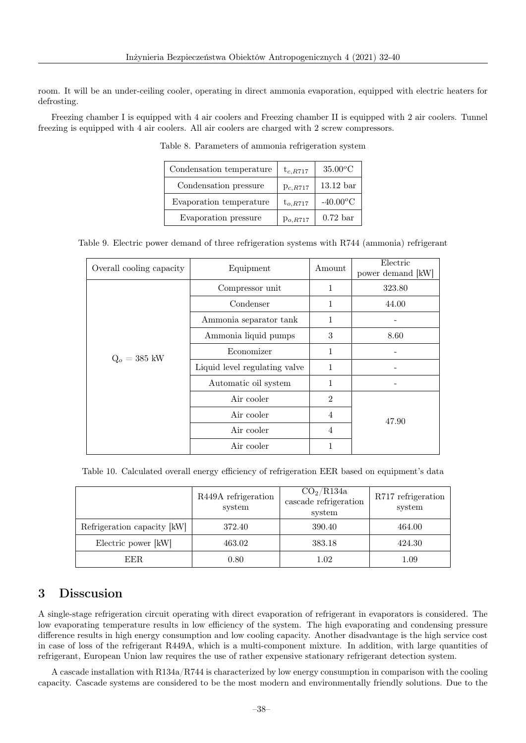room. It will be an under-ceiling cooler, operating in direct ammonia evaporation, equipped with electric heaters for defrosting.

Freezing chamber I is equipped with 4 air coolers and Freezing chamber II is equipped with 2 air coolers. Tunnel freezing is equipped with 4 air coolers. All air coolers are charged with 2 screw compressors.

Table 8. Parameters of ammonia refrigeration system

| Condensation temperature | $t_{c,R717}$ | 35.00$^o$C |
|---|---|---|
| Condensation pressure | $p_{c,R717}$ | 13.12 bar |
| Evaporation temperature | $t_{o,R717}$ | -40.00$^o$C |
| Evaporation pressure | $p_{o,R717}$ | 0.72 bar |

Table 9. Electric power demand of three refrigeration systems with R744 (ammonia) refrigerant

| Overall cooling capacity | Equipment | Amount | Electric power demand [kW] |
|---|---|---|---|
| $Q_o$ = 385 kW | Compressor unit | 1 | 323.80 |
| | Condenser | 1 | 44.00 |
| | Ammonia separator tank | 1 | - |
| | Ammonia liquid pumps | 3 | 8.60 |
| | Economizer | 1 | - |
| | Liquid level regulating valve | 1 | - |
| | Automatic oil system | 1 | - |
| | Air cooler | 2 | 47.90 |
| | Air cooler | 4 | |
| | Air cooler | 4 | |
| | Air cooler | 1 | |

Table 10. Calculated overall energy efficiency of refrigeration EER based on equipment's data

| | R449A refrigeration system | $CO_2$/R134a cascade refrigeration system | R717 refrigeration system |
|---|---|---|---|
| Refrigeration capacity [kW] | 372.40 | 390.40 | 464.00 |
| Electric power [kW] | 463.02 | 383.18 | 424.30 |
| EER | 0.80 | 1.02 | 1.09 |

## 3 Disscusion

A single-stage refrigeration circuit operating with direct evaporation of refrigerant in evaporators is considered. The low evaporating temperature results in low efficiency of the system. The high evaporating and condensing pressure difference results in high energy consumption and low cooling capacity. Another disadvantage is the high service cost in case of loss of the refrigerant R449A, which is a multi-component mixture. In addition, with large quantities of refrigerant, European Union law requires the use of rather expensive stationary refrigerant detection system.

A cascade installation with R134a/R744 is characterized by low energy consumption in comparison with the cooling capacity. Cascade systems are considered to be the most modern and environmentally friendly solutions. Due to the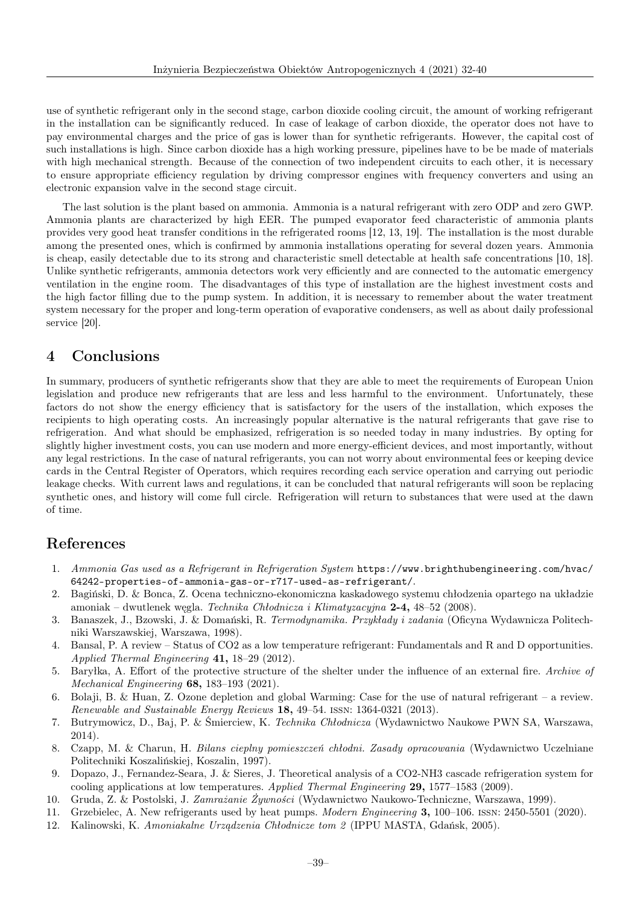use of synthetic refrigerant only in the second stage, carbon dioxide cooling circuit, the amount of working refrigerant in the installation can be significantly reduced. In case of leakage of carbon dioxide, the operator does not have to pay environmental charges and the price of gas is lower than for synthetic refrigerants. However, the capital cost of such installations is high. Since carbon dioxide has a high working pressure, pipelines have to be be made of materials with high mechanical strength. Because of the connection of two independent circuits to each other, it is necessary to ensure appropriate efficiency regulation by driving compressor engines with frequency converters and using an electronic expansion valve in the second stage circuit.

The last solution is the plant based on ammonia. Ammonia is a natural refrigerant with zero ODP and zero GWP. Ammonia plants are characterized by high EER. The pumped evaporator feed characteristic of ammonia plants provides very good heat transfer conditions in the refrigerated rooms [12, 13, 19]. The installation is the most durable among the presented ones, which is confirmed by ammonia installations operating for several dozen years. Ammonia is cheap, easily detectable due to its strong and characteristic smell detectable at health safe concentrations [10, 18]. Unlike synthetic refrigerants, ammonia detectors work very efficiently and are connected to the automatic emergency ventilation in the engine room. The disadvantages of this type of installation are the highest investment costs and the high factor filling due to the pump system. In addition, it is necessary to remember about the water treatment system necessary for the proper and long-term operation of evaporative condensers, as well as about daily professional service [20].

## 4 Conclusions

In summary, producers of synthetic refrigerants show that they are able to meet the requirements of European Union legislation and produce new refrigerants that are less and less harmful to the environment. Unfortunately, these factors do not show the energy efficiency that is satisfactory for the users of the installation, which exposes the recipients to high operating costs. An increasingly popular alternative is the natural refrigerants that gave rise to refrigeration. And what should be emphasized, refrigeration is so needed today in many industries. By opting for slightly higher investment costs, you can use modern and more energy-efficient devices, and most importantly, without any legal restrictions. In the case of natural refrigerants, you can not worry about environmental fees or keeping device cards in the Central Register of Operators, which requires recording each service operation and carrying out periodic leakage checks. With current laws and regulations, it can be concluded that natural refrigerants will soon be replacing synthetic ones, and history will come full circle. Refrigeration will return to substances that were used at the dawn of time.

## References

1. *Ammonia Gas used as a Refrigerant in Refrigeration System* https://www.brighthubengineering.com/hvac/64242-properties-of-ammonia-gas-or-r717-used-as-refrigerant/.
2. Bagiński, D. & Bonca, Z. Ocena techniczno-ekonomiczna kaskadowego systemu chłodzenia opartego na układzie amoniak – dwutlenek węgla. *Technika Chłodnicza i Klimatyzacyjna* **2-4,** 48–52 (2008).
3. Banaszek, J., Bzowski, J. & Domański, R. *Termodynamika. Przykłady i zadania* (Oficyna Wydawnicza Politechniki Warszawskiej, Warszawa, 1998).
4. Bansal, P. A review – Status of CO2 as a low temperature refrigerant: Fundamentals and R and D opportunities. *Applied Thermal Engineering* **41,** 18–29 (2012).
5. Baryłka, A. Effort of the protective structure of the shelter under the influence of an external fire. *Archive of Mechanical Engineering* **68,** 183–193 (2021).
6. Bolaji, B. & Huan, Z. Ozone depletion and global Warming: Case for the use of natural refrigerant – a review. *Renewable and Sustainable Energy Reviews* **18,** 49–54. ISSN: 1364-0321 (2013).
7. Butrymowicz, D., Baj, P. & Śmierciew, K. *Technika Chłodnicza* (Wydawnictwo Naukowe PWN SA, Warszawa, 2014).
8. Czapp, M. & Charun, H. *Bilans cieplny pomieszczeń chłodni. Zasady opracowania* (Wydawnictwo Uczelniane Politechniki Koszalińskiej, Koszalin, 1997).
9. Dopazo, J., Fernandez-Seara, J. & Sieres, J. Theoretical analysis of a CO2-NH3 cascade refrigeration system for cooling applications at low temperatures. *Applied Thermal Engineering* **29,** 1577–1583 (2009).
10. Gruda, Z. & Postolski, J. *Zamrażanie Żywności* (Wydawnictwo Naukowo-Techniczne, Warszawa, 1999).
11. Grzebielec, A. New refrigerants used by heat pumps. *Modern Engineering* **3,** 100–106. ISSN: 2450-5501 (2020).
12. Kalinowski, K. *Amoniakalne Urządzenia Chłodnicze tom 2* (IPPU MASTA, Gdańsk, 2005).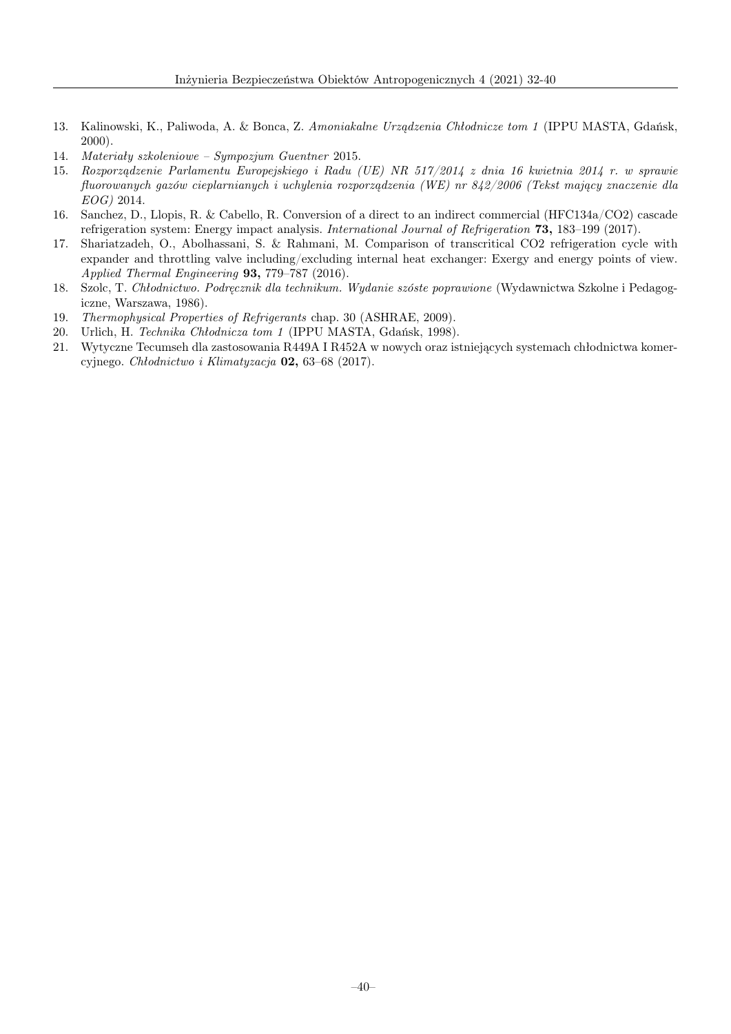13. Kalinowski, K., Paliwoda, A. & Bonca, Z. *Amoniakalne Urządzenia Chłodnicze tom 1* (IPPU MASTA, Gdańsk, 2000).
14. *Materiały szkoleniowe – Sympozjum Guentner* 2015.
15. *Rozporządzenie Parlamentu Europejskiego i Radu (UE) NR 517/2014 z dnia 16 kwietnia 2014 r. w sprawie fluorowanych gazów cieplarnianych i uchylenia rozporządzenia (WE) nr 842/2006 (Tekst mający znaczenie dla EOG)* 2014.
16. Sanchez, D., Llopis, R. & Cabello, R. Conversion of a direct to an indirect commercial (HFC134a/CO2) cascade refrigeration system: Energy impact analysis. *International Journal of Refrigeration* **73,** 183–199 (2017).
17. Shariatzadeh, O., Abolhassani, S. & Rahmani, M. Comparison of transcritical CO2 refrigeration cycle with expander and throttling valve including/excluding internal heat exchanger: Exergy and energy points of view. *Applied Thermal Engineering* **93,** 779–787 (2016).
18. Szolc, T. *Chłodnictwo. Podręcznik dla technikum. Wydanie szóste poprawione* (Wydawnictwa Szkolne i Pedagogiczne, Warszawa, 1986).
19. *Thermophysical Properties of Refrigerants* chap. 30 (ASHRAE, 2009).
20. Urlich, H. *Technika Chłodnicza tom 1* (IPPU MASTA, Gdańsk, 1998).
21. Wytyczne Tecumseh dla zastosowania R449A I R452A w nowych oraz istniejących systemach chłodnictwa komercyjnego. *Chłodnictwo i Klimatyzacja* **02,** 63–68 (2017).